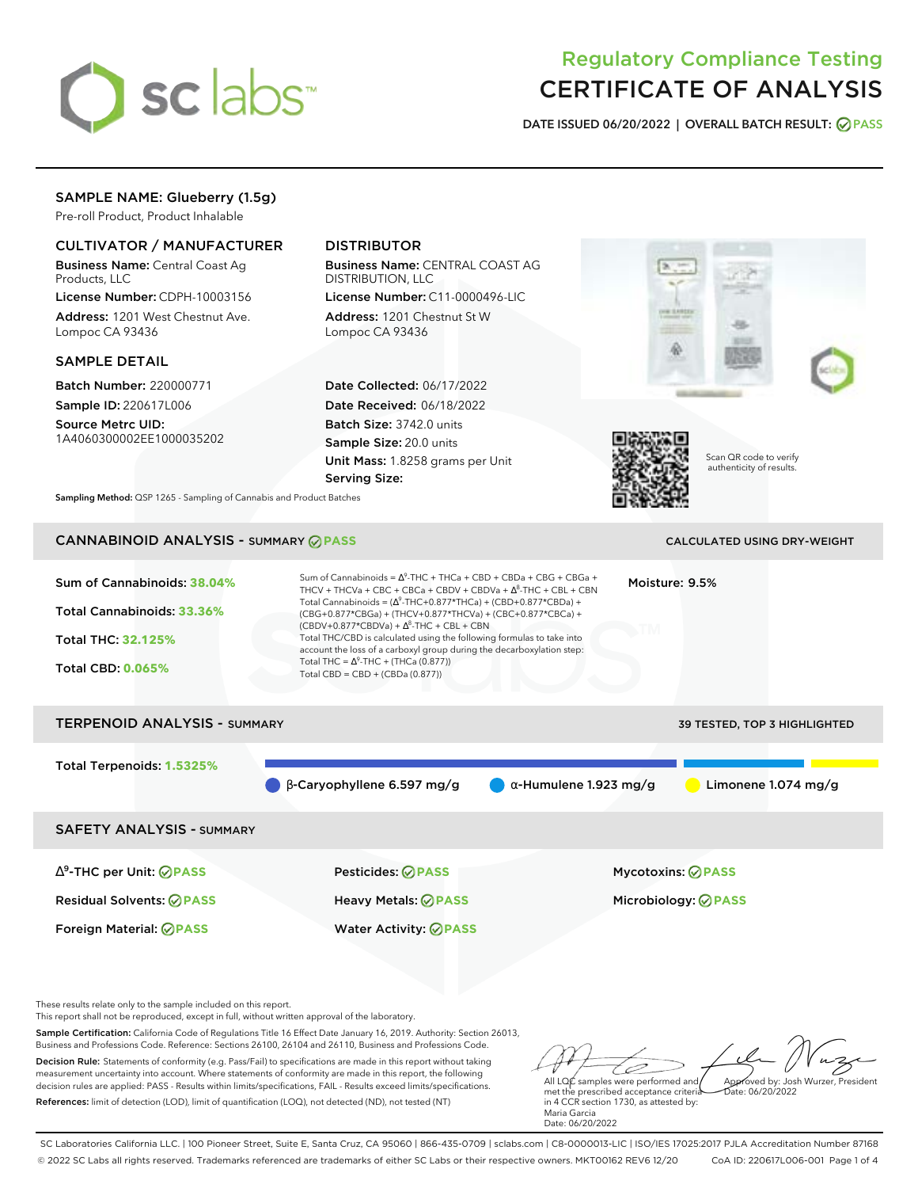# Regulatory Compliance Testing
# CERTIFICATE OF ANALYSIS

**DATE ISSUED** 06/20/2022 | **OVERALL BATCH RESULT:** PASS

## SAMPLE NAME: Glueberry (1.5g)

Pre-roll Product, Product Inhalable

### CULTIVATOR / MANUFACTURER

**Business Name:** Central Coast Ag Products, LLC
**License Number:** CDPH-10003156
**Address:** 1201 West Chestnut Ave. Lompoc CA 93436

### DISTRIBUTOR

**Business Name:** CENTRAL COAST AG DISTRIBUTION, LLC
**License Number:** C11-0000496-LIC
**Address:** 1201 Chestnut St W Lompoc CA 93436

### SAMPLE DETAIL

**Batch Number:** 220000771
**Sample ID:** 220617L006
**Source Metrc UID:** 1A4060300002EE1000035202

**Date Collected:** 06/17/2022
**Date Received:** 06/18/2022
**Batch Size:** 3742.0 units
**Sample Size:** 20.0 units
**Unit Mass:** 1.8258 grams per Unit
**Serving Size:**

Scan QR code to verify authenticity of results.

**Sampling Method:** QSP 1265 - Sampling of Cannabis and Product Batches

## CANNABINOID ANALYSIS - SUMMARY PASS

CALCULATED USING DRY-WEIGHT

**Sum of Cannabinoids:** 38.04%
**Total Cannabinoids:** 33.36%
**Total THC:** 32.125%
**Total CBD:** 0.065%

Sum of Cannabinoids = $\Delta^9$-THC + THCa + CBD + CBDa + CBG + CBGa + THCV + THCVa + CBC + CBCa + CBDV + CBDVa + $\Delta^8$-THC + CBL + CBN
Total Cannabinoids = ($\Delta^9$-THC+0.877*THCa) + (CBD+0.877*CBDa) + (CBG+0.877*CBGa) + (THCV+0.877*THCVa) + (CBC+0.877*CBCa) + (CBDV+0.877*CBDVa) + $\Delta^8$-THC + CBL + CBN
Total THC/CBD is calculated using the following formulas to take into account the loss of a carboxyl group during the decarboxylation step:
Total THC = $\Delta^9$-THC + (THCa (0.877))
Total CBD = CBD + (CBDa (0.877))

**Moisture:** 9.5%

## TERPENOID ANALYSIS - SUMMARY

39 TESTED, TOP 3 HIGHLIGHTED

**Total Terpenoids:** 1.5325%

β-Caryophyllene 6.597 mg/g
α-Humulene 1.923 mg/g
Limonene 1.074 mg/g

## SAFETY ANALYSIS - SUMMARY

| | | |
|---|---|---|
| $\Delta^9$-THC per Unit: PASS | Pesticides: PASS | Mycotoxins: PASS |
| Residual Solvents: PASS | Heavy Metals: PASS | Microbiology: PASS |
| Foreign Material: PASS | Water Activity: PASS | |

These results relate only to the sample included on this report.
This report shall not be reproduced, except in full, without written approval of the laboratory.

**Sample Certification:** California Code of Regulations Title 16 Effect Date January 16, 2019. Authority: Section 26013, Business and Professions Code. Reference: Sections 26100, 26104 and 26110, Business and Professions Code.

**Decision Rule:** Statements of conformity (e.g. Pass/Fail) to specifications are made in this report without taking measurement uncertainty into account. Where statements of conformity are made in this report, the following decision rules are applied: PASS - Results within limits/specifications, FAIL - Results exceed limits/specifications.

**References:** limit of detection (LOD), limit of quantification (LOQ), not detected (ND), not tested (NT)

All LQC samples were performed and met the prescribed acceptance criteria in 4 CCR section 1730, as attested by: Maria Garcia
Date: 06/20/2022

Approved by: Josh Wurzer, President
Date: 06/20/2022

SC Laboratories California LLC. | 100 Pioneer Street, Suite E, Santa Cruz, CA 95060 | 866-435-0709 | sclabs.com | C8-0000013-LIC | ISO/IES 17025:2017 PJLA Accreditation Number 87168
© 2022 SC Labs all rights reserved. Trademarks referenced are trademarks of either SC Labs or their respective owners. MKT00162 REV6 12/20 CoA ID: 220617L006-001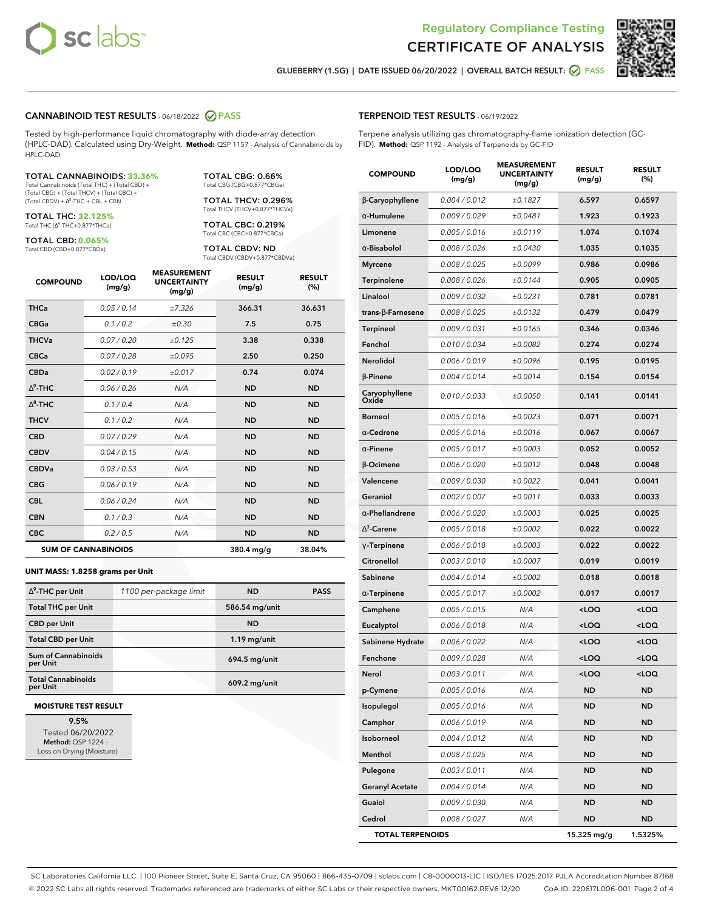Regulatory Compliance Testing
# CERTIFICATE OF ANALYSIS

GLUEBERRY (1.5G) | DATE ISSUED 06/20/2022 | OVERALL BATCH RESULT: PASS

## CANNABINOID TEST RESULTS - 06/18/2022 PASS

Tested by high-performance liquid chromatography with diode-array detection (HPLC-DAD). Calculated using Dry-Weight. **Method:** QSP 1157 - Analysis of Cannabinoids by HPLC-DAD

**TOTAL CANNABINOIDS: 33.36%**
Total Cannabinoids (Total THC) + (Total CBD) + (Total CBG) + (Total THCV) + (Total CBC) + (Total CBDV) + $\Delta^8$-THC + CBL + CBN

**TOTAL THC: 32.125%**
Total THC ($\Delta^9$-THC+0.877*THCa)

**TOTAL CBD: 0.065%**
Total CBD (CBD+0.877*CBDa)

**TOTAL CBG: 0.66%**
Total CBG (CBG+0.877*CBGa)

**TOTAL THCV: 0.296%**
Total THCV (THCV+0.877*THCVa)

**TOTAL CBC: 0.219%**
Total CBC (CBC+0.877*CBCa)

**TOTAL CBDV: ND**
Total CBDV (CBDV+0.877*CBDVa)

| COMPOUND | LOD/LOQ (mg/g) | MEASUREMENT UNCERTAINTY (mg/g) | RESULT (mg/g) | RESULT (%) |
|---|---|---|---|---|
| THCa | 0.05 / 0.14 | ±7.326 | 366.31 | 36.631 |
| CBGa | 0.1 / 0.2 | ±0.30 | 7.5 | 0.75 |
| THCVa | 0.07 / 0.20 | ±0.125 | 3.38 | 0.338 |
| CBCa | 0.07 / 0.28 | ±0.095 | 2.50 | 0.250 |
| CBDa | 0.02 / 0.19 | ±0.017 | 0.74 | 0.074 |
| $\Delta^9$-THC | 0.06 / 0.26 | N/A | ND | ND |
| $\Delta^8$-THC | 0.1 / 0.4 | N/A | ND | ND |
| THCV | 0.1 / 0.2 | N/A | ND | ND |
| CBD | 0.07 / 0.29 | N/A | ND | ND |
| CBDV | 0.04 / 0.15 | N/A | ND | ND |
| CBDVa | 0.03 / 0.53 | N/A | ND | ND |
| CBG | 0.06 / 0.19 | N/A | ND | ND |
| CBL | 0.06 / 0.24 | N/A | ND | ND |
| CBN | 0.1 / 0.3 | N/A | ND | ND |
| CBC | 0.2 / 0.5 | N/A | ND | ND |
| **SUM OF CANNABINOIDS** | | | **380.4 mg/g** | **38.04%** |

**UNIT MASS: 1.8258 grams per Unit**

| | | | |
|---|---|---|---|
| $\Delta^9$-THC per Unit | 1100 per-package limit | ND | PASS |
| Total THC per Unit | | 586.54 mg/unit | |
| CBD per Unit | | ND | |
| Total CBD per Unit | | 1.19 mg/unit | |
| Sum of Cannabinoids per Unit | | 694.5 mg/unit | |
| Total Cannabinoids per Unit | | 609.2 mg/unit | |

**MOISTURE TEST RESULT**

9.5%
Tested 06/20/2022
**Method:** QSP 1224 - Loss on Drying (Moisture)

## TERPENOID TEST RESULTS - 06/19/2022

Terpene analysis utilizing gas chromatography-flame ionization detection (GC-FID). **Method:** QSP 1192 - Analysis of Terpenoids by GC-FID

| COMPOUND | LOD/LOQ (mg/g) | MEASUREMENT UNCERTAINTY (mg/g) | RESULT (mg/g) | RESULT (%) |
|---|---|---|---|---|
| β-Caryophyllene | 0.004 / 0.012 | ±0.1827 | 6.597 | 0.6597 |
| α-Humulene | 0.009 / 0.029 | ±0.0481 | 1.923 | 0.1923 |
| Limonene | 0.005 / 0.016 | ±0.0119 | 1.074 | 0.1074 |
| α-Bisabolol | 0.008 / 0.026 | ±0.0430 | 1.035 | 0.1035 |
| Myrcene | 0.008 / 0.025 | ±0.0099 | 0.986 | 0.0986 |
| Terpinolene | 0.008 / 0.026 | ±0.0144 | 0.905 | 0.0905 |
| Linalool | 0.009 / 0.032 | ±0.0231 | 0.781 | 0.0781 |
| trans-β-Farnesene | 0.008 / 0.025 | ±0.0132 | 0.479 | 0.0479 |
| Terpineol | 0.009 / 0.031 | ±0.0165 | 0.346 | 0.0346 |
| Fenchol | 0.010 / 0.034 | ±0.0082 | 0.274 | 0.0274 |
| Nerolidol | 0.006 / 0.019 | ±0.0096 | 0.195 | 0.0195 |
| β-Pinene | 0.004 / 0.014 | ±0.0014 | 0.154 | 0.0154 |
| Caryophyllene Oxide | 0.010 / 0.033 | ±0.0050 | 0.141 | 0.0141 |
| Borneol | 0.005 / 0.016 | ±0.0023 | 0.071 | 0.0071 |
| α-Cedrene | 0.005 / 0.016 | ±0.0016 | 0.067 | 0.0067 |
| α-Pinene | 0.005 / 0.017 | ±0.0003 | 0.052 | 0.0052 |
| β-Ocimene | 0.006 / 0.020 | ±0.0012 | 0.048 | 0.0048 |
| Valencene | 0.009 / 0.030 | ±0.0022 | 0.041 | 0.0041 |
| Geraniol | 0.002 / 0.007 | ±0.0011 | 0.033 | 0.0033 |
| α-Phellandrene | 0.006 / 0.020 | ±0.0003 | 0.025 | 0.0025 |
| $\Delta^3$-Carene | 0.005 / 0.018 | ±0.0002 | 0.022 | 0.0022 |
| γ-Terpinene | 0.006 / 0.018 | ±0.0003 | 0.022 | 0.0022 |
| Citronellol | 0.003 / 0.010 | ±0.0007 | 0.019 | 0.0019 |
| Sabinene | 0.004 / 0.014 | ±0.0002 | 0.018 | 0.0018 |
| α-Terpinene | 0.005 / 0.017 | ±0.0002 | 0.017 | 0.0017 |
| Camphene | 0.005 / 0.015 | N/A | <LOQ | <LOQ |
| Eucalyptol | 0.006 / 0.018 | N/A | <LOQ | <LOQ |
| Sabinene Hydrate | 0.006 / 0.022 | N/A | <LOQ | <LOQ |
| Fenchone | 0.009 / 0.028 | N/A | <LOQ | <LOQ |
| Nerol | 0.003 / 0.011 | N/A | <LOQ | <LOQ |
| p-Cymene | 0.005 / 0.016 | N/A | ND | ND |
| Isopulegol | 0.005 / 0.016 | N/A | ND | ND |
| Camphor | 0.006 / 0.019 | N/A | ND | ND |
| Isoborneol | 0.004 / 0.012 | N/A | ND | ND |
| Menthol | 0.008 / 0.025 | N/A | ND | ND |
| Pulegone | 0.003 / 0.011 | N/A | ND | ND |
| Geranyl Acetate | 0.004 / 0.014 | N/A | ND | ND |
| Guaiol | 0.009 / 0.030 | N/A | ND | ND |
| Cedrol | 0.008 / 0.027 | N/A | ND | ND |
| **TOTAL TERPENOIDS** | | | **15.325 mg/g** | **1.5325%** |

SC Laboratories California LLC. | 100 Pioneer Street, Suite E, Santa Cruz, CA 95060 | 866-435-0709 | sclabs.com | C8-0000013-LIC | ISO/IES 17025:2017 PJLA Accreditation Number 87168
© 2022 SC Labs all rights reserved. Trademarks referenced are trademarks of either SC Labs or their respective owners. MKT00162 REV6 12/20 CoA ID: 220617L006-001